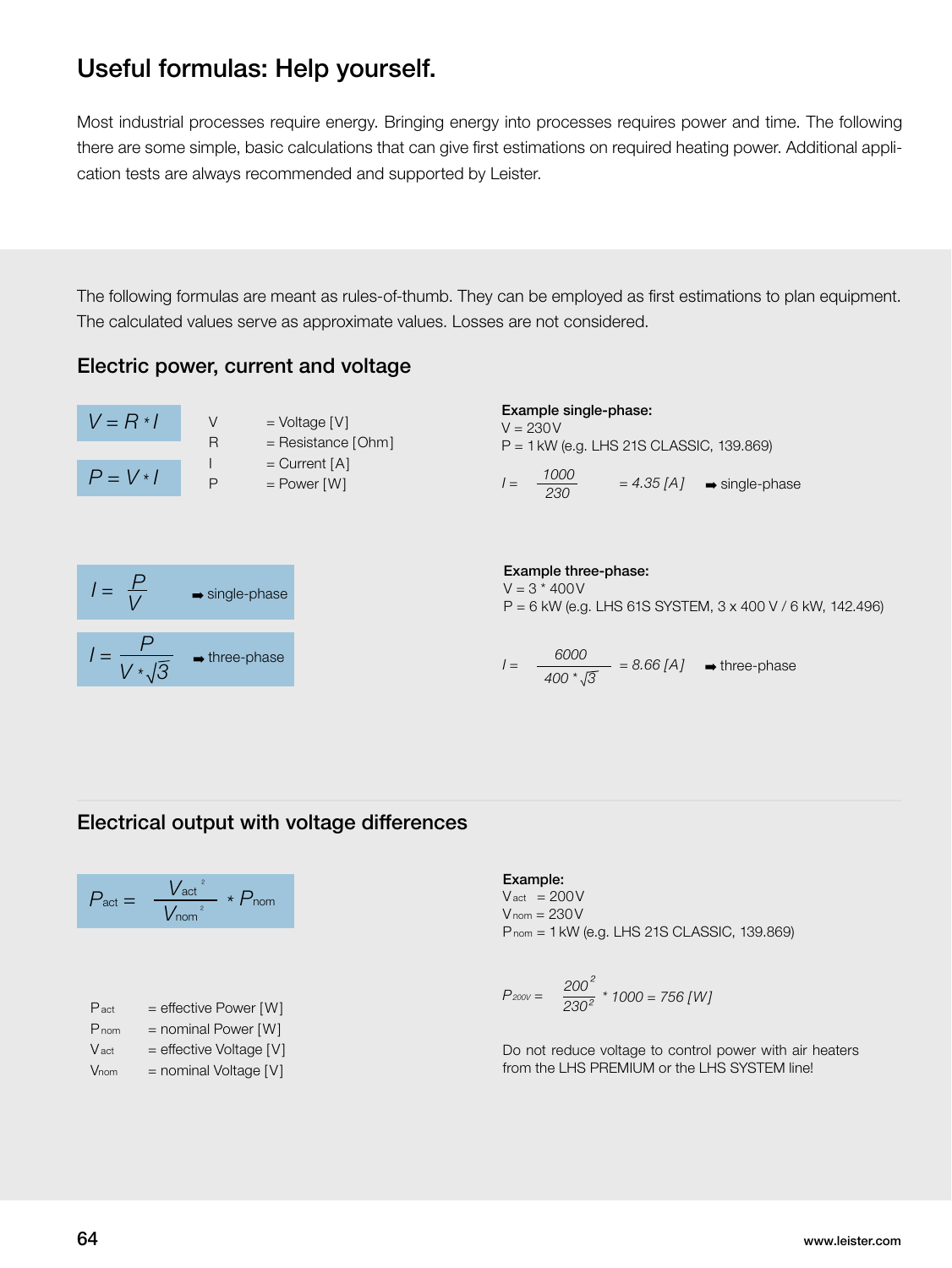# Useful formulas: Help yourself.

Most industrial processes require energy. Bringing energy into processes requires power and time. The following there are some simple, basic calculations that can give first estimations on required heating power. Additional application tests are always recommended and supported by Leister.

The following formulas are meant as rules-of-thumb. They can be employed as first estimations to plan equipment. The calculated values serve as approximate values. Losses are not considered.

## Electric power, current and voltage

$$V = R * I$$

$$P = V * I$$

- V = Voltage [V]
- R = Resistance [Ohm]
- I = Current [A]
- P = Power [W]

$$I = \frac{P}{V}$$ ➡ single-phase

$$I = \frac{P}{V * \sqrt{3}}$$ ➡ three-phase

**Example single-phase:**
V = 230V
P = 1kW (e.g. LHS 21S CLASSIC, 139.869)

$$I = \frac{1000}{230} = 4.35\ [A]$$ ➡ single-phase

**Example three-phase:**
V = 3 * 400V
P = 6 kW (e.g. LHS 61S SYSTEM, 3 x 400 V / 6 kW, 142.496)

$$I = \frac{6000}{400 * \sqrt{3}} = 8.66\ [A]$$ ➡ three-phase

## Electrical output with voltage differences

$$P_{act} = \frac{V_{act}^2}{V_{nom}^2} * P_{nom}$$

- $P_{act}$ = effective Power [W]
- $P_{nom}$ = nominal Power [W]
- $V_{act}$ = effective Voltage [V]
- $V_{nom}$ = nominal Voltage [V]

**Example:**
$V_{act}$ = 200V
$V_{nom}$ = 230V
$P_{nom}$ = 1kW (e.g. LHS 21S CLASSIC, 139.869)

$$P_{200V} = \frac{200^2}{230^2} * 1000 = 756\ [W]$$

Do not reduce voltage to control power with air heaters from the LHS PREMIUM or the LHS SYSTEM line!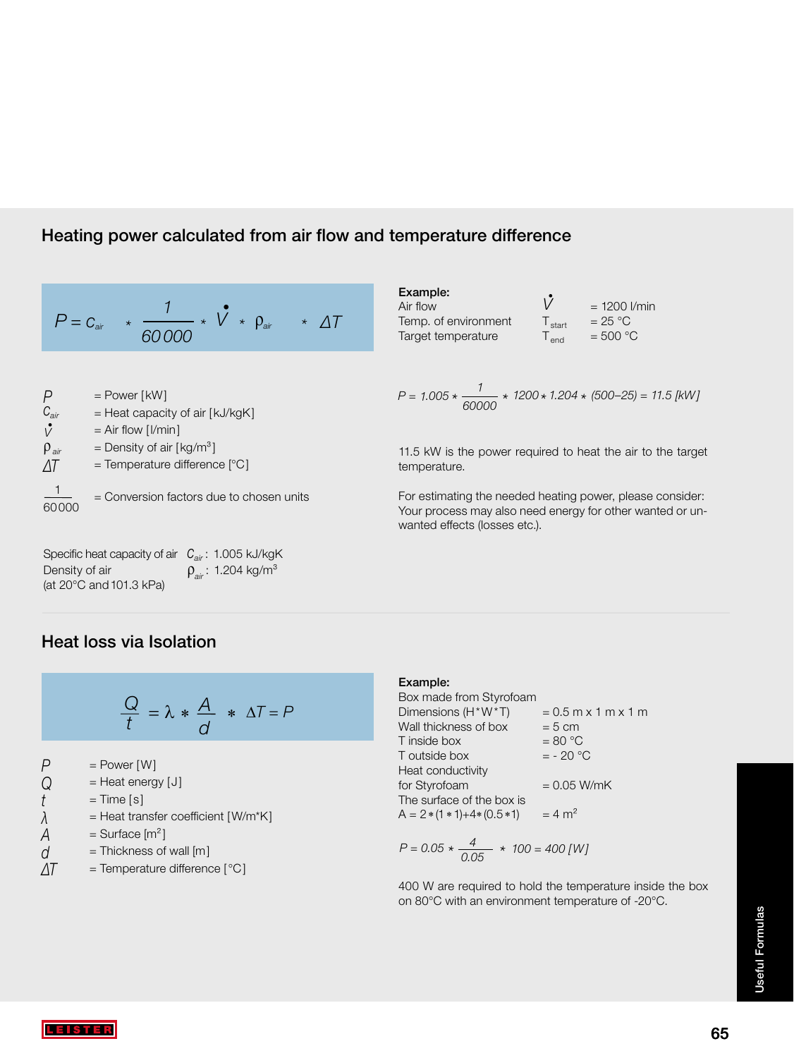## Heating power calculated from air flow and temperature difference

$$P = c_{air} * \frac{1}{60\,000} * \dot{V} * \rho_{air} * \Delta T$$

$P$ = Power [kW]
$c_{air}$ = Heat capacity of air [kJ/kgK]
$\dot{V}$ = Air flow [l/min]
$\rho_{air}$ = Density of air [kg/m$^3$]
$\Delta T$ = Temperature difference [°C]

$\frac{1}{60000}$ = Conversion factors due to chosen units

Specific heat capacity of air $c_{air}$: 1.005 kJ/kgK
Density of air $\rho_{air}$: 1.204 kg/m$^3$
(at 20°C and 101.3 kPa)

**Example:**

| | | |
|---|---|---|
| Air flow | $\dot{V}$ | = 1200 l/min |
| Temp. of environment | $T_{start}$ | = 25 °C |
| Target temperature | $T_{end}$ | = 500 °C |

$$P = 1.005 * \frac{1}{60000} * 1200 * 1.204 * (500–25) = 11.5\ [kW]$$

11.5 kW is the power required to heat the air to the target temperature.

For estimating the needed heating power, please consider: Your process may also need energy for other wanted or unwanted effects (losses etc.).

## Heat loss via Isolation

$$\frac{Q}{t} = \lambda * \frac{A}{d} * \Delta T = P$$

$P$ = Power [W]
$Q$ = Heat energy [J]
$t$ = Time [s]
$\lambda$ = Heat transfer coefficient [W/m*K]
$A$ = Surface [m$^2$]
$d$ = Thickness of wall [m]
$\Delta T$ = Temperature difference [°C]

**Example:**
Box made from Styrofoam

| | |
|---|---|
| Dimensions (H*W*T) | = 0.5 m x 1 m x 1 m |
| Wall thickness of box | = 5 cm |
| T inside box | = 80 °C |
| T outside box | = - 20 °C |
| Heat conductivity for Styrofoam | = 0.05 W/mK |
| The surface of the box is A = 2*(1*1)+4*(0.5*1) | = 4 m$^2$ |

$$P = 0.05 * \frac{4}{0.05} * 100 = 400\ [W]$$

400 W are required to hold the temperature inside the box on 80°C with an environment temperature of -20°C.